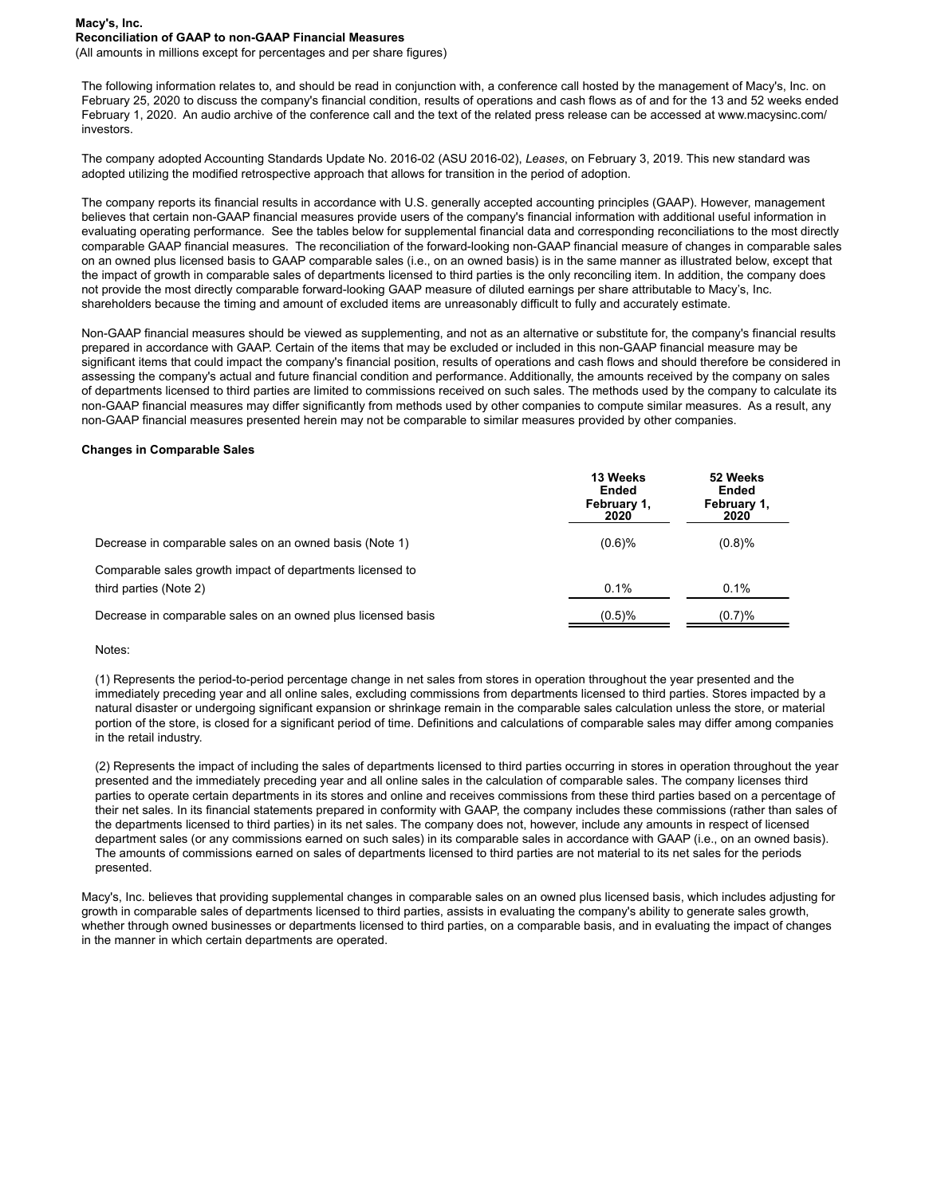**Macy's, Inc.**
**Reconciliation of GAAP to non-GAAP Financial Measures**
(All amounts in millions except for percentages and per share figures)

The following information relates to, and should be read in conjunction with, a conference call hosted by the management of Macy's, Inc. on February 25, 2020 to discuss the company's financial condition, results of operations and cash flows as of and for the 13 and 52 weeks ended February 1, 2020. An audio archive of the conference call and the text of the related press release can be accessed at www.macysinc.com/investors.

The company adopted Accounting Standards Update No. 2016-02 (ASU 2016-02), *Leases*, on February 3, 2019. This new standard was adopted utilizing the modified retrospective approach that allows for transition in the period of adoption.

The company reports its financial results in accordance with U.S. generally accepted accounting principles (GAAP). However, management believes that certain non-GAAP financial measures provide users of the company's financial information with additional useful information in evaluating operating performance. See the tables below for supplemental financial data and corresponding reconciliations to the most directly comparable GAAP financial measures. The reconciliation of the forward-looking non-GAAP financial measure of changes in comparable sales on an owned plus licensed basis to GAAP comparable sales (i.e., on an owned basis) is in the same manner as illustrated below, except that the impact of growth in comparable sales of departments licensed to third parties is the only reconciling item. In addition, the company does not provide the most directly comparable forward-looking GAAP measure of diluted earnings per share attributable to Macy's, Inc. shareholders because the timing and amount of excluded items are unreasonably difficult to fully and accurately estimate.

Non-GAAP financial measures should be viewed as supplementing, and not as an alternative or substitute for, the company's financial results prepared in accordance with GAAP. Certain of the items that may be excluded or included in this non-GAAP financial measure may be significant items that could impact the company's financial position, results of operations and cash flows and should therefore be considered in assessing the company's actual and future financial condition and performance. Additionally, the amounts received by the company on sales of departments licensed to third parties are limited to commissions received on such sales. The methods used by the company to calculate its non-GAAP financial measures may differ significantly from methods used by other companies to compute similar measures. As a result, any non-GAAP financial measures presented herein may not be comparable to similar measures provided by other companies.

**Changes in Comparable Sales**

| | 13 Weeks Ended February 1, 2020 | 52 Weeks Ended February 1, 2020 |
|---|---|---|
| Decrease in comparable sales on an owned basis (Note 1) | (0.6)% | (0.8)% |
| Comparable sales growth impact of departments licensed to third parties (Note 2) | 0.1% | 0.1% |
| Decrease in comparable sales on an owned plus licensed basis | (0.5)% | (0.7)% |

Notes:

(1) Represents the period-to-period percentage change in net sales from stores in operation throughout the year presented and the immediately preceding year and all online sales, excluding commissions from departments licensed to third parties. Stores impacted by a natural disaster or undergoing significant expansion or shrinkage remain in the comparable sales calculation unless the store, or material portion of the store, is closed for a significant period of time. Definitions and calculations of comparable sales may differ among companies in the retail industry.

(2) Represents the impact of including the sales of departments licensed to third parties occurring in stores in operation throughout the year presented and the immediately preceding year and all online sales in the calculation of comparable sales. The company licenses third parties to operate certain departments in its stores and online and receives commissions from these third parties based on a percentage of their net sales. In its financial statements prepared in conformity with GAAP, the company includes these commissions (rather than sales of the departments licensed to third parties) in its net sales. The company does not, however, include any amounts in respect of licensed department sales (or any commissions earned on such sales) in its comparable sales in accordance with GAAP (i.e., on an owned basis). The amounts of commissions earned on sales of departments licensed to third parties are not material to its net sales for the periods presented.

Macy's, Inc. believes that providing supplemental changes in comparable sales on an owned plus licensed basis, which includes adjusting for growth in comparable sales of departments licensed to third parties, assists in evaluating the company's ability to generate sales growth, whether through owned businesses or departments licensed to third parties, on a comparable basis, and in evaluating the impact of changes in the manner in which certain departments are operated.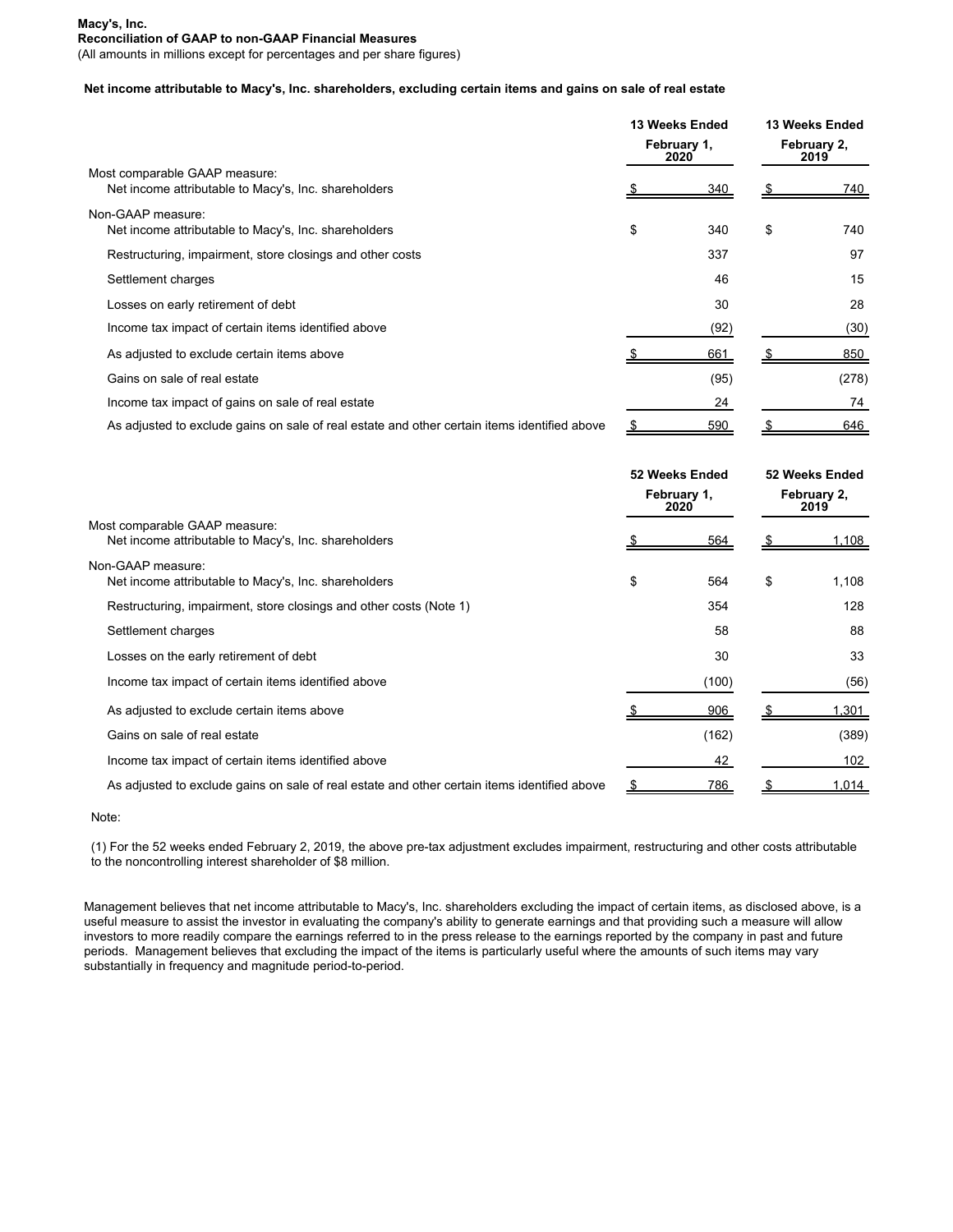**Macy's, Inc.**
**Reconciliation of GAAP to non-GAAP Financial Measures**
(All amounts in millions except for percentages and per share figures)

**Net income attributable to Macy's, Inc. shareholders, excluding certain items and gains on sale of real estate**

| | 13 Weeks Ended February 1, 2020 | 13 Weeks Ended February 2, 2019 |
|---|---|---|
| Most comparable GAAP measure: | | |
| Net income attributable to Macy's, Inc. shareholders | $ 340 | $ 740 |
| Non-GAAP measure: | | |
| Net income attributable to Macy's, Inc. shareholders | $ 340 | $ 740 |
| Restructuring, impairment, store closings and other costs | 337 | 97 |
| Settlement charges | 46 | 15 |
| Losses on early retirement of debt | 30 | 28 |
| Income tax impact of certain items identified above | (92) | (30) |
| As adjusted to exclude certain items above | $ 661 | $ 850 |
| Gains on sale of real estate | (95) | (278) |
| Income tax impact of gains on sale of real estate | 24 | 74 |
| As adjusted to exclude gains on sale of real estate and other certain items identified above | $ 590 | $ 646 |

| | 52 Weeks Ended February 1, 2020 | 52 Weeks Ended February 2, 2019 |
|---|---|---|
| Most comparable GAAP measure: | | |
| Net income attributable to Macy's, Inc. shareholders | $ 564 | $ 1,108 |
| Non-GAAP measure: | | |
| Net income attributable to Macy's, Inc. shareholders | $ 564 | $ 1,108 |
| Restructuring, impairment, store closings and other costs (Note 1) | 354 | 128 |
| Settlement charges | 58 | 88 |
| Losses on the early retirement of debt | 30 | 33 |
| Income tax impact of certain items identified above | (100) | (56) |
| As adjusted to exclude certain items above | $ 906 | $ 1,301 |
| Gains on sale of real estate | (162) | (389) |
| Income tax impact of certain items identified above | 42 | 102 |
| As adjusted to exclude gains on sale of real estate and other certain items identified above | $ 786 | $ 1,014 |

Note:

(1) For the 52 weeks ended February 2, 2019, the above pre-tax adjustment excludes impairment, restructuring and other costs attributable to the noncontrolling interest shareholder of $8 million.

Management believes that net income attributable to Macy's, Inc. shareholders excluding the impact of certain items, as disclosed above, is a useful measure to assist the investor in evaluating the company's ability to generate earnings and that providing such a measure will allow investors to more readily compare the earnings referred to in the press release to the earnings reported by the company in past and future periods. Management believes that excluding the impact of the items is particularly useful where the amounts of such items may vary substantially in frequency and magnitude period-to-period.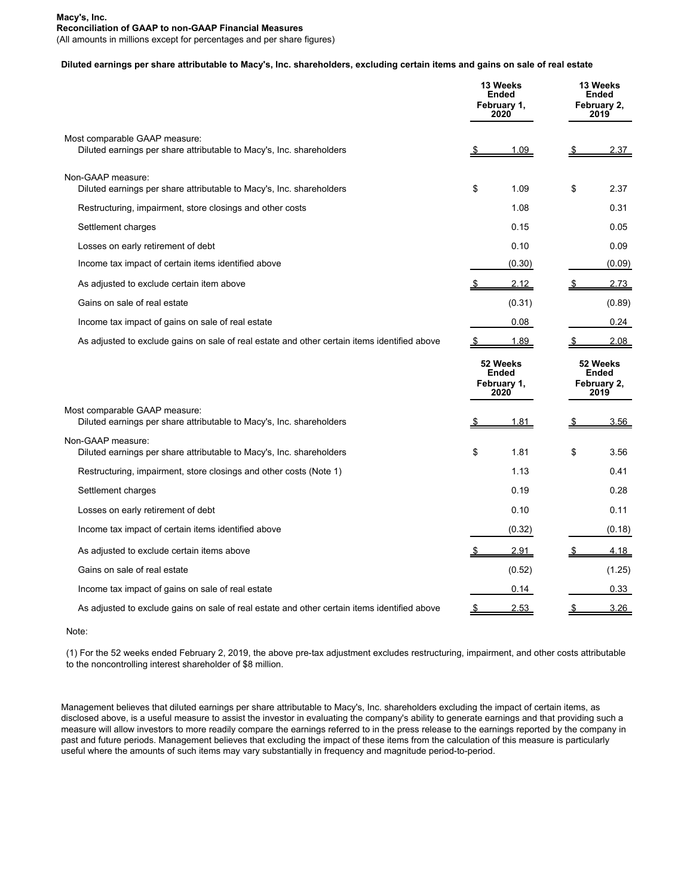**Macy's, Inc.**
**Reconciliation of GAAP to non-GAAP Financial Measures**
(All amounts in millions except for percentages and per share figures)

**Diluted earnings per share attributable to Macy's, Inc. shareholders, excluding certain items and gains on sale of real estate**

| | 13 Weeks Ended February 1, 2020 | 13 Weeks Ended February 2, 2019 |
|---|---|---|
| Most comparable GAAP measure: | | |
| Diluted earnings per share attributable to Macy's, Inc. shareholders | $ 1.09 | $ 2.37 |
| Non-GAAP measure: | | |
| Diluted earnings per share attributable to Macy's, Inc. shareholders | $ 1.09 | $ 2.37 |
| Restructuring, impairment, store closings and other costs | 1.08 | 0.31 |
| Settlement charges | 0.15 | 0.05 |
| Losses on early retirement of debt | 0.10 | 0.09 |
| Income tax impact of certain items identified above | (0.30) | (0.09) |
| As adjusted to exclude certain item above | $ 2.12 | $ 2.73 |
| Gains on sale of real estate | (0.31) | (0.89) |
| Income tax impact of gains on sale of real estate | 0.08 | 0.24 |
| As adjusted to exclude gains on sale of real estate and other certain items identified above | $ 1.89 | $ 2.08 |

| | 52 Weeks Ended February 1, 2020 | 52 Weeks Ended February 2, 2019 |
|---|---|---|
| Most comparable GAAP measure: | | |
| Diluted earnings per share attributable to Macy's, Inc. shareholders | $ 1.81 | $ 3.56 |
| Non-GAAP measure: | | |
| Diluted earnings per share attributable to Macy's, Inc. shareholders | $ 1.81 | $ 3.56 |
| Restructuring, impairment, store closings and other costs (Note 1) | 1.13 | 0.41 |
| Settlement charges | 0.19 | 0.28 |
| Losses on early retirement of debt | 0.10 | 0.11 |
| Income tax impact of certain items identified above | (0.32) | (0.18) |
| As adjusted to exclude certain items above | $ 2.91 | $ 4.18 |
| Gains on sale of real estate | (0.52) | (1.25) |
| Income tax impact of gains on sale of real estate | 0.14 | 0.33 |
| As adjusted to exclude gains on sale of real estate and other certain items identified above | $ 2.53 | $ 3.26 |

Note:

(1) For the 52 weeks ended February 2, 2019, the above pre-tax adjustment excludes restructuring, impairment, and other costs attributable to the noncontrolling interest shareholder of $8 million.

Management believes that diluted earnings per share attributable to Macy's, Inc. shareholders excluding the impact of certain items, as disclosed above, is a useful measure to assist the investor in evaluating the company's ability to generate earnings and that providing such a measure will allow investors to more readily compare the earnings referred to in the press release to the earnings reported by the company in past and future periods. Management believes that excluding the impact of these items from the calculation of this measure is particularly useful where the amounts of such items may vary substantially in frequency and magnitude period-to-period.